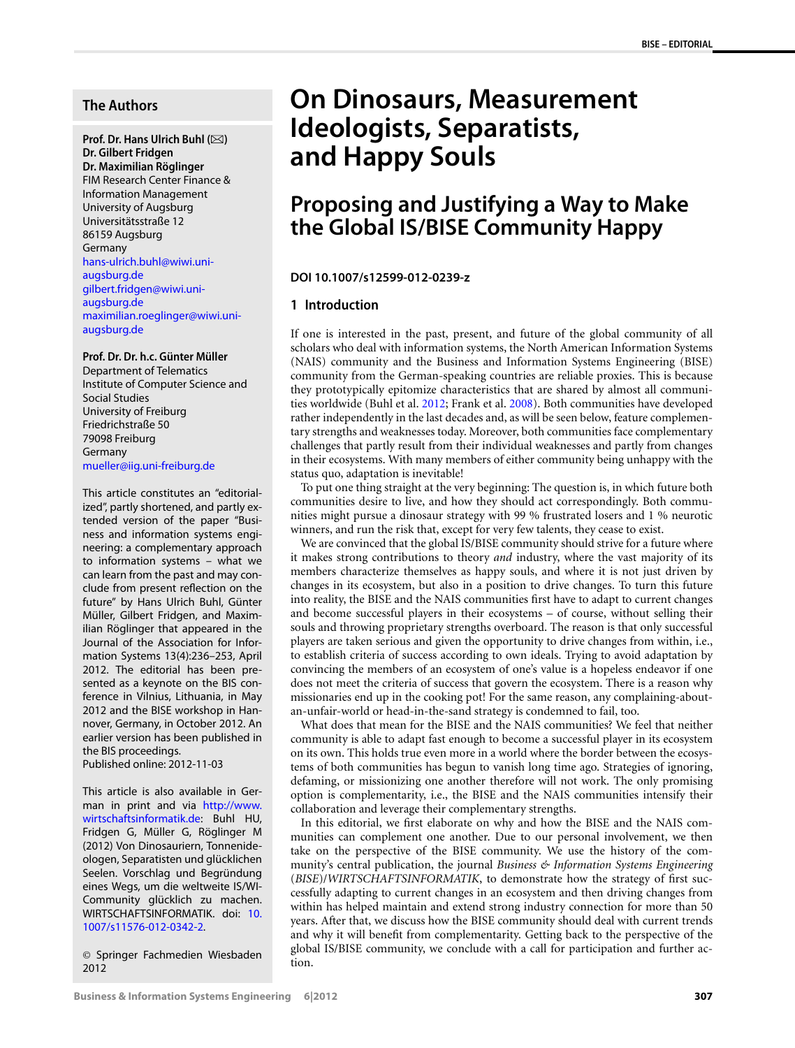# On Dinosaurs, Measurement Ideologists, Separatists, and Happy Souls

## Proposing and Justifying a Way to Make the Global IS/BISE Community Happy

**DOI 10.1007/s12599-012-0239-z**

### The Authors

**Prof. Dr. Hans Ulrich Buhl (✉)**
**Dr. Gilbert Fridgen**
**Dr. Maximilian Röglinger**
FIM Research Center Finance & Information Management
University of Augsburg
Universitätsstraße 12
86159 Augsburg
Germany
hans-ulrich.buhl@wiwi.uni-augsburg.de
gilbert.fridgen@wiwi.uni-augsburg.de
maximilian.roeglinger@wiwi.uni-augsburg.de

**Prof. Dr. Dr. h.c. Günter Müller**
Department of Telematics
Institute of Computer Science and Social Studies
University of Freiburg
Friedrichstraße 50
79098 Freiburg
Germany
mueller@iig.uni-freiburg.de

This article constitutes an "editorialized", partly shortened, and partly extended version of the paper "Business and information systems engineering: a complementary approach to information systems – what we can learn from the past and may conclude from present reflection on the future" by Hans Ulrich Buhl, Günter Müller, Gilbert Fridgen, and Maximilian Röglinger that appeared in the Journal of the Association for Information Systems 13(4):236–253, April 2012. The editorial has been presented as a keynote on the BIS conference in Vilnius, Lithuania, in May 2012 and the BISE workshop in Hannover, Germany, in October 2012. An earlier version has been published in the BIS proceedings.
Published online: 2012-11-03

This article is also available in German in print and via http://www.wirtschaftsinformatik.de: Buhl HU, Fridgen G, Müller G, Röglinger M (2012) Von Dinosauriern, Tonnenideologen, Separatisten und glücklichen Seelen. Vorschlag und Begründung eines Wegs, um die weltweite IS/WI-Community glücklich zu machen. WIRTSCHAFTSINFORMATIK. doi: 10.1007/s11576-012-0342-2.

© Springer Fachmedien Wiesbaden 2012

### 1 Introduction

If one is interested in the past, present, and future of the global community of all scholars who deal with information systems, the North American Information Systems (NAIS) community and the Business and Information Systems Engineering (BISE) community from the German-speaking countries are reliable proxies. This is because they prototypically epitomize characteristics that are shared by almost all communities worldwide (Buhl et al. 2012; Frank et al. 2008). Both communities have developed rather independently in the last decades and, as will be seen below, feature complementary strengths and weaknesses today. Moreover, both communities face complementary challenges that partly result from their individual weaknesses and partly from changes in their ecosystems. With many members of either community being unhappy with the status quo, adaptation is inevitable!

To put one thing straight at the very beginning: The question is, in which future both communities desire to live, and how they should act correspondingly. Both communities might pursue a dinosaur strategy with 99 % frustrated losers and 1 % neurotic winners, and run the risk that, except for very few talents, they cease to exist.

We are convinced that the global IS/BISE community should strive for a future where it makes strong contributions to theory *and* industry, where the vast majority of its members characterize themselves as happy souls, and where it is not just driven by changes in its ecosystem, but also in a position to drive changes. To turn this future into reality, the BISE and the NAIS communities first have to adapt to current changes and become successful players in their ecosystems – of course, without selling their souls and throwing proprietary strengths overboard. The reason is that only successful players are taken serious and given the opportunity to drive changes from within, i.e., to establish criteria of success according to own ideals. Trying to avoid adaptation by convincing the members of an ecosystem of one's value is a hopeless endeavor if one does not meet the criteria of success that govern the ecosystem. There is a reason why missionaries end up in the cooking pot! For the same reason, any complaining-about-an-unfair-world or head-in-the-sand strategy is condemned to fail, too.

What does that mean for the BISE and the NAIS communities? We feel that neither community is able to adapt fast enough to become a successful player in its ecosystem on its own. This holds true even more in a world where the border between the ecosystems of both communities has begun to vanish long time ago. Strategies of ignoring, defaming, or missionizing one another therefore will not work. The only promising option is complementarity, i.e., the BISE and the NAIS communities intensify their collaboration and leverage their complementary strengths.

In this editorial, we first elaborate on why and how the BISE and the NAIS communities can complement one another. Due to our personal involvement, we then take on the perspective of the BISE community. We use the history of the community's central publication, the journal *Business & Information Systems Engineering* (*BISE*)/*WIRTSCHAFTSINFORMATIK*, to demonstrate how the strategy of first successfully adapting to current changes in an ecosystem and then driving changes from within has helped maintain and extend strong industry connection for more than 50 years. After that, we discuss how the BISE community should deal with current trends and why it will benefit from complementarity. Getting back to the perspective of the global IS/BISE community, we conclude with a call for participation and further action.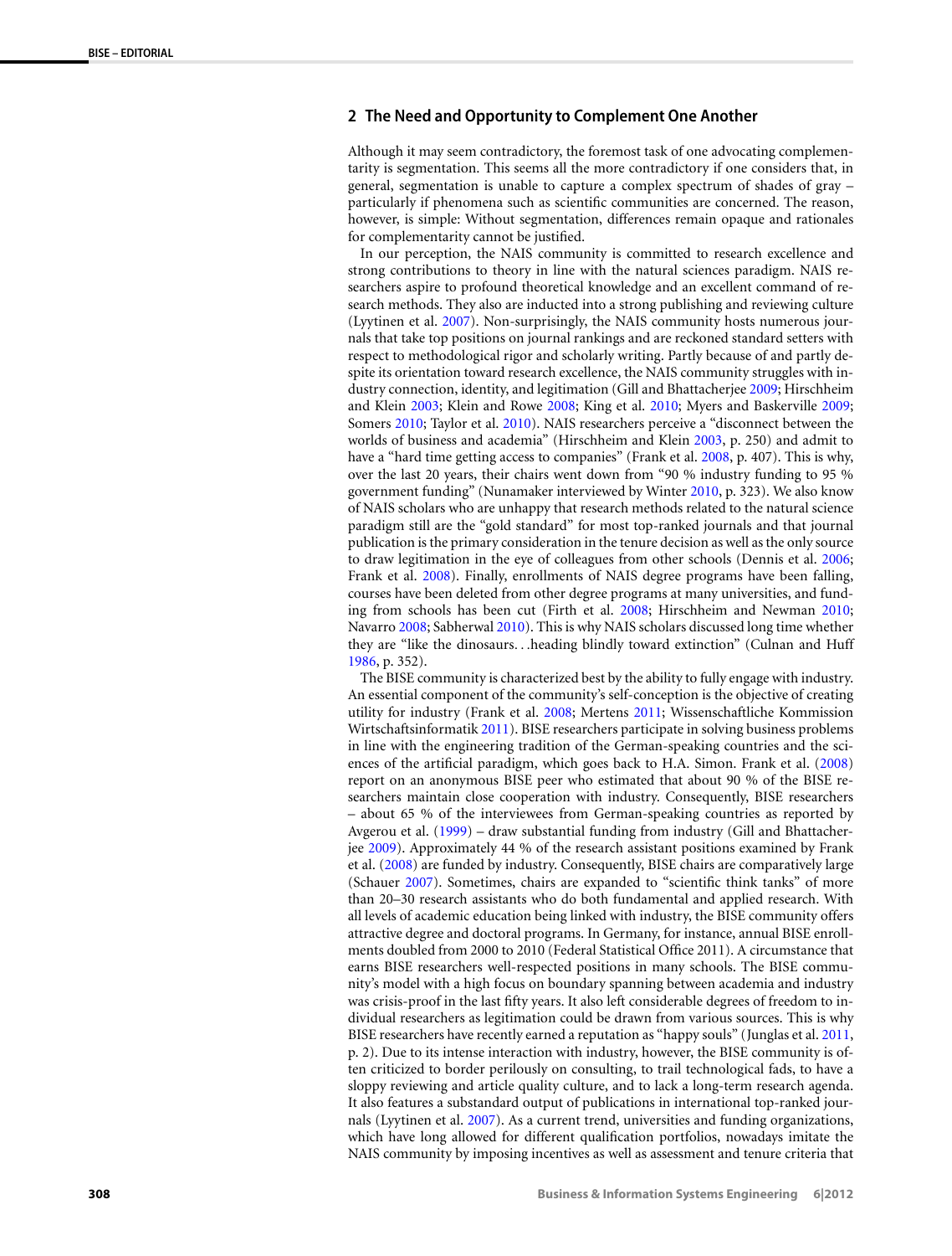## 2 The Need and Opportunity to Complement One Another

Although it may seem contradictory, the foremost task of one advocating complementarity is segmentation. This seems all the more contradictory if one considers that, in general, segmentation is unable to capture a complex spectrum of shades of gray – particularly if phenomena such as scientific communities are concerned. The reason, however, is simple: Without segmentation, differences remain opaque and rationales for complementarity cannot be justified.

In our perception, the NAIS community is committed to research excellence and strong contributions to theory in line with the natural sciences paradigm. NAIS researchers aspire to profound theoretical knowledge and an excellent command of research methods. They also are inducted into a strong publishing and reviewing culture (Lyytinen et al. 2007). Non-surprisingly, the NAIS community hosts numerous journals that take top positions on journal rankings and are reckoned standard setters with respect to methodological rigor and scholarly writing. Partly because of and partly despite its orientation toward research excellence, the NAIS community struggles with industry connection, identity, and legitimation (Gill and Bhattacherjee 2009; Hirschheim and Klein 2003; Klein and Rowe 2008; King et al. 2010; Myers and Baskerville 2009; Somers 2010; Taylor et al. 2010). NAIS researchers perceive a "disconnect between the worlds of business and academia" (Hirschheim and Klein 2003, p. 250) and admit to have a "hard time getting access to companies" (Frank et al. 2008, p. 407). This is why, over the last 20 years, their chairs went down from "90 % industry funding to 95 % government funding" (Nunamaker interviewed by Winter 2010, p. 323). We also know of NAIS scholars who are unhappy that research methods related to the natural science paradigm still are the "gold standard" for most top-ranked journals and that journal publication is the primary consideration in the tenure decision as well as the only source to draw legitimation in the eye of colleagues from other schools (Dennis et al. 2006; Frank et al. 2008). Finally, enrollments of NAIS degree programs have been falling, courses have been deleted from other degree programs at many universities, and funding from schools has been cut (Firth et al. 2008; Hirschheim and Newman 2010; Navarro 2008; Sabherwal 2010). This is why NAIS scholars discussed long time whether they are "like the dinosaurs…heading blindly toward extinction" (Culnan and Huff 1986, p. 352).

The BISE community is characterized best by the ability to fully engage with industry. An essential component of the community's self-conception is the objective of creating utility for industry (Frank et al. 2008; Mertens 2011; Wissenschaftliche Kommission Wirtschaftsinformatik 2011). BISE researchers participate in solving business problems in line with the engineering tradition of the German-speaking countries and the sciences of the artificial paradigm, which goes back to H.A. Simon. Frank et al. (2008) report on an anonymous BISE peer who estimated that about 90 % of the BISE researchers maintain close cooperation with industry. Consequently, BISE researchers – about 65 % of the interviewees from German-speaking countries as reported by Avgerou et al. (1999) – draw substantial funding from industry (Gill and Bhattacherjee 2009). Approximately 44 % of the research assistant positions examined by Frank et al. (2008) are funded by industry. Consequently, BISE chairs are comparatively large (Schauer 2007). Sometimes, chairs are expanded to "scientific think tanks" of more than 20–30 research assistants who do both fundamental and applied research. With all levels of academic education being linked with industry, the BISE community offers attractive degree and doctoral programs. In Germany, for instance, annual BISE enrollments doubled from 2000 to 2010 (Federal Statistical Office 2011). A circumstance that earns BISE researchers well-respected positions in many schools. The BISE community's model with a high focus on boundary spanning between academia and industry was crisis-proof in the last fifty years. It also left considerable degrees of freedom to individual researchers as legitimation could be drawn from various sources. This is why BISE researchers have recently earned a reputation as "happy souls" (Junglas et al. 2011, p. 2). Due to its intense interaction with industry, however, the BISE community is often criticized to border perilously on consulting, to trail technological fads, to have a sloppy reviewing and article quality culture, and to lack a long-term research agenda. It also features a substandard output of publications in international top-ranked journals (Lyytinen et al. 2007). As a current trend, universities and funding organizations, which have long allowed for different qualification portfolios, nowadays imitate the NAIS community by imposing incentives as well as assessment and tenure criteria that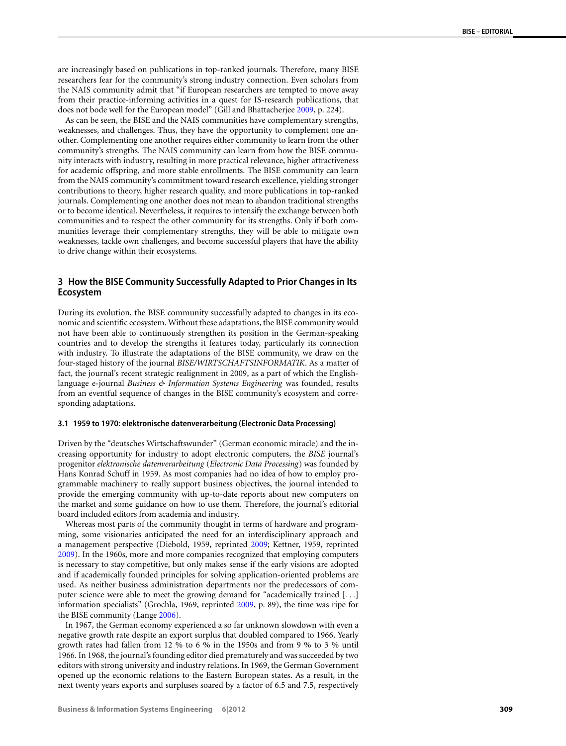are increasingly based on publications in top-ranked journals. Therefore, many BISE researchers fear for the community's strong industry connection. Even scholars from the NAIS community admit that "if European researchers are tempted to move away from their practice-informing activities in a quest for IS-research publications, that does not bode well for the European model" (Gill and Bhattacherjee 2009, p. 224).

As can be seen, the BISE and the NAIS communities have complementary strengths, weaknesses, and challenges. Thus, they have the opportunity to complement one another. Complementing one another requires either community to learn from the other community's strengths. The NAIS community can learn from how the BISE community interacts with industry, resulting in more practical relevance, higher attractiveness for academic offspring, and more stable enrollments. The BISE community can learn from the NAIS community's commitment toward research excellence, yielding stronger contributions to theory, higher research quality, and more publications in top-ranked journals. Complementing one another does not mean to abandon traditional strengths or to become identical. Nevertheless, it requires to intensify the exchange between both communities and to respect the other community for its strengths. Only if both communities leverage their complementary strengths, they will be able to mitigate own weaknesses, tackle own challenges, and become successful players that have the ability to drive change within their ecosystems.

## 3 How the BISE Community Successfully Adapted to Prior Changes in Its Ecosystem

During its evolution, the BISE community successfully adapted to changes in its economic and scientific ecosystem. Without these adaptations, the BISE community would not have been able to continuously strengthen its position in the German-speaking countries and to develop the strengths it features today, particularly its connection with industry. To illustrate the adaptations of the BISE community, we draw on the four-staged history of the journal *BISE/WIRTSCHAFTSINFORMATIK*. As a matter of fact, the journal's recent strategic realignment in 2009, as a part of which the English-language e-journal *Business & Information Systems Engineering* was founded, results from an eventful sequence of changes in the BISE community's ecosystem and corresponding adaptations.

### 3.1 1959 to 1970: elektronische datenverarbeitung (Electronic Data Processing)

Driven by the "deutsches Wirtschaftswunder" (German economic miracle) and the increasing opportunity for industry to adopt electronic computers, the *BISE* journal's progenitor *elektronische datenverarbeitung* (*Electronic Data Processing*) was founded by Hans Konrad Schuff in 1959. As most companies had no idea of how to employ programmable machinery to really support business objectives, the journal intended to provide the emerging community with up-to-date reports about new computers on the market and some guidance on how to use them. Therefore, the journal's editorial board included editors from academia and industry.

Whereas most parts of the community thought in terms of hardware and programming, some visionaries anticipated the need for an interdisciplinary approach and a management perspective (Diebold, 1959, reprinted 2009; Kettner, 1959, reprinted 2009). In the 1960s, more and more companies recognized that employing computers is necessary to stay competitive, but only makes sense if the early visions are adopted and if academically founded principles for solving application-oriented problems are used. As neither business administration departments nor the predecessors of computer science were able to meet the growing demand for "academically trained [...] information specialists" (Grochla, 1969, reprinted 2009, p. 89), the time was ripe for the BISE community (Lange 2006).

In 1967, the German economy experienced a so far unknown slowdown with even a negative growth rate despite an export surplus that doubled compared to 1966. Yearly growth rates had fallen from 12 % to 6 % in the 1950s and from 9 % to 3 % until 1966. In 1968, the journal's founding editor died prematurely and was succeeded by two editors with strong university and industry relations. In 1969, the German Government opened up the economic relations to the Eastern European states. As a result, in the next twenty years exports and surpluses soared by a factor of 6.5 and 7.5, respectively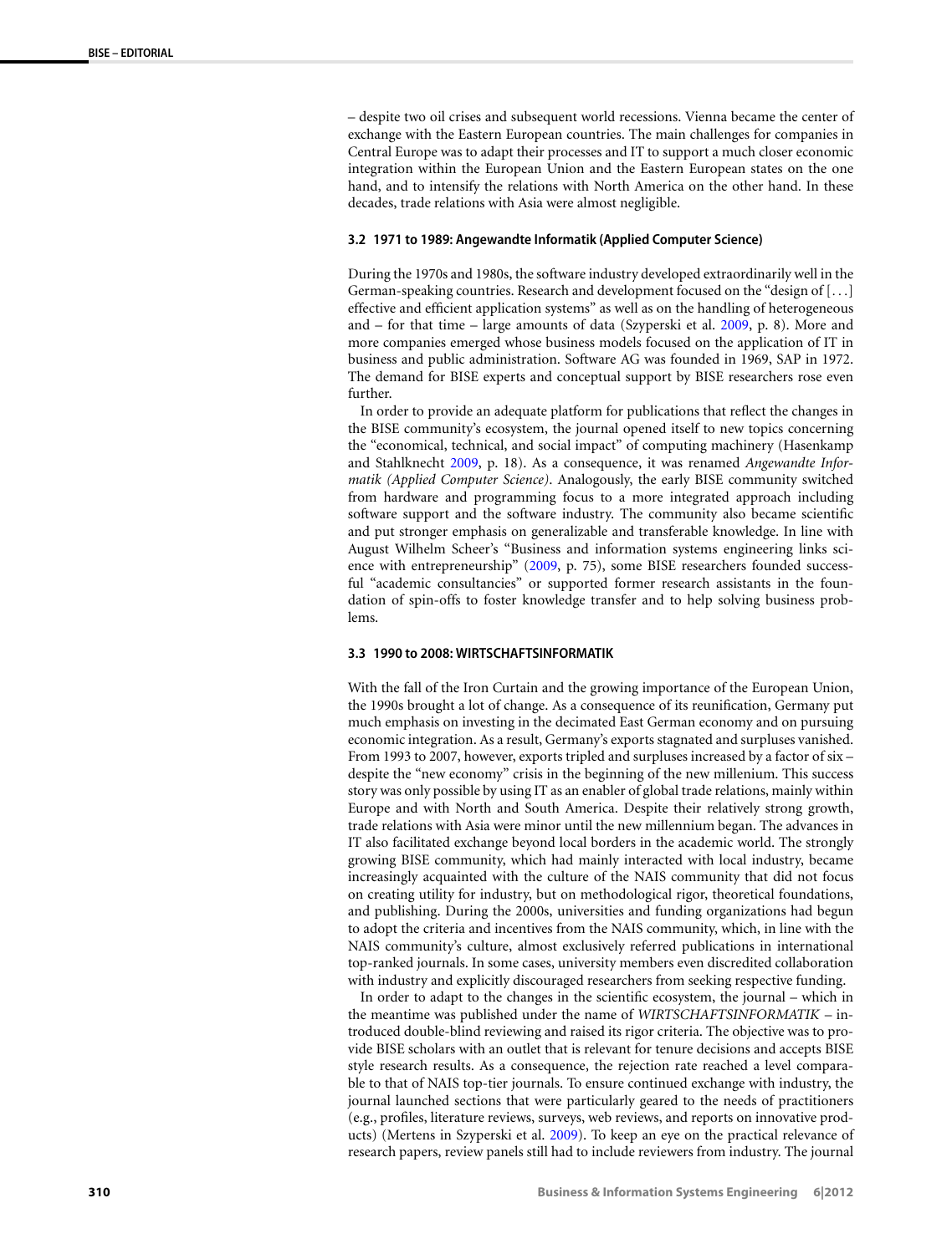– despite two oil crises and subsequent world recessions. Vienna became the center of exchange with the Eastern European countries. The main challenges for companies in Central Europe was to adapt their processes and IT to support a much closer economic integration within the European Union and the Eastern European states on the one hand, and to intensify the relations with North America on the other hand. In these decades, trade relations with Asia were almost negligible.

### 3.2 1971 to 1989: Angewandte Informatik (Applied Computer Science)

During the 1970s and 1980s, the software industry developed extraordinarily well in the German-speaking countries. Research and development focused on the "design of [...] effective and efficient application systems" as well as on the handling of heterogeneous and – for that time – large amounts of data (Szyperski et al. 2009, p. 8). More and more companies emerged whose business models focused on the application of IT in business and public administration. Software AG was founded in 1969, SAP in 1972. The demand for BISE experts and conceptual support by BISE researchers rose even further.

In order to provide an adequate platform for publications that reflect the changes in the BISE community's ecosystem, the journal opened itself to new topics concerning the "economical, technical, and social impact" of computing machinery (Hasenkamp and Stahlknecht 2009, p. 18). As a consequence, it was renamed *Angewandte Informatik (Applied Computer Science)*. Analogously, the early BISE community switched from hardware and programming focus to a more integrated approach including software support and the software industry. The community also became scientific and put stronger emphasis on generalizable and transferable knowledge. In line with August Wilhelm Scheer's "Business and information systems engineering links science with entrepreneurship" (2009, p. 75), some BISE researchers founded successful "academic consultancies" or supported former research assistants in the foundation of spin-offs to foster knowledge transfer and to help solving business problems.

### 3.3 1990 to 2008: WIRTSCHAFTSINFORMATIK

With the fall of the Iron Curtain and the growing importance of the European Union, the 1990s brought a lot of change. As a consequence of its reunification, Germany put much emphasis on investing in the decimated East German economy and on pursuing economic integration. As a result, Germany's exports stagnated and surpluses vanished. From 1993 to 2007, however, exports tripled and surpluses increased by a factor of six – despite the "new economy" crisis in the beginning of the new millenium. This success story was only possible by using IT as an enabler of global trade relations, mainly within Europe and with North and South America. Despite their relatively strong growth, trade relations with Asia were minor until the new millennium began. The advances in IT also facilitated exchange beyond local borders in the academic world. The strongly growing BISE community, which had mainly interacted with local industry, became increasingly acquainted with the culture of the NAIS community that did not focus on creating utility for industry, but on methodological rigor, theoretical foundations, and publishing. During the 2000s, universities and funding organizations had begun to adopt the criteria and incentives from the NAIS community, which, in line with the NAIS community's culture, almost exclusively referred publications in international top-ranked journals. In some cases, university members even discredited collaboration with industry and explicitly discouraged researchers from seeking respective funding.

In order to adapt to the changes in the scientific ecosystem, the journal – which in the meantime was published under the name of *WIRTSCHAFTSINFORMATIK* – introduced double-blind reviewing and raised its rigor criteria. The objective was to provide BISE scholars with an outlet that is relevant for tenure decisions and accepts BISE style research results. As a consequence, the rejection rate reached a level comparable to that of NAIS top-tier journals. To ensure continued exchange with industry, the journal launched sections that were particularly geared to the needs of practitioners (e.g., profiles, literature reviews, surveys, web reviews, and reports on innovative products) (Mertens in Szyperski et al. 2009). To keep an eye on the practical relevance of research papers, review panels still had to include reviewers from industry. The journal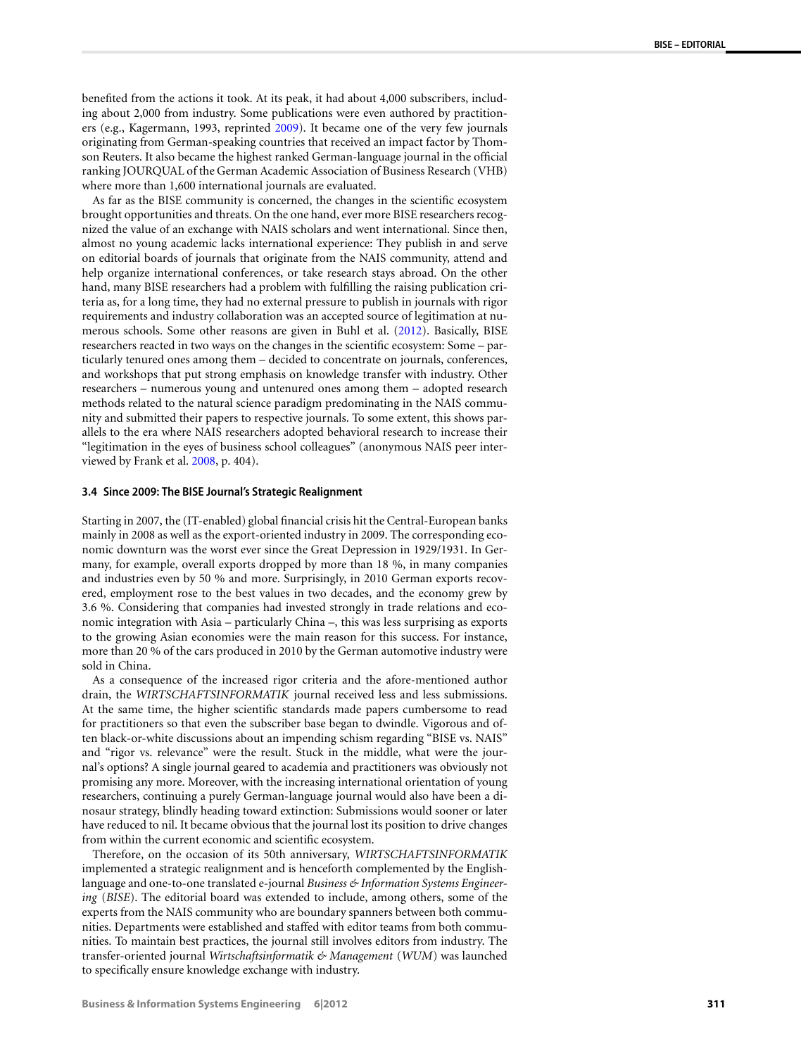benefited from the actions it took. At its peak, it had about 4,000 subscribers, including about 2,000 from industry. Some publications were even authored by practitioners (e.g., Kagermann, 1993, reprinted 2009). It became one of the very few journals originating from German-speaking countries that received an impact factor by Thomson Reuters. It also became the highest ranked German-language journal in the official ranking JOURQUAL of the German Academic Association of Business Research (VHB) where more than 1,600 international journals are evaluated.

As far as the BISE community is concerned, the changes in the scientific ecosystem brought opportunities and threats. On the one hand, ever more BISE researchers recognized the value of an exchange with NAIS scholars and went international. Since then, almost no young academic lacks international experience: They publish in and serve on editorial boards of journals that originate from the NAIS community, attend and help organize international conferences, or take research stays abroad. On the other hand, many BISE researchers had a problem with fulfilling the raising publication criteria as, for a long time, they had no external pressure to publish in journals with rigor requirements and industry collaboration was an accepted source of legitimation at numerous schools. Some other reasons are given in Buhl et al. (2012). Basically, BISE researchers reacted in two ways on the changes in the scientific ecosystem: Some – particularly tenured ones among them – decided to concentrate on journals, conferences, and workshops that put strong emphasis on knowledge transfer with industry. Other researchers – numerous young and untenured ones among them – adopted research methods related to the natural science paradigm predominating in the NAIS community and submitted their papers to respective journals. To some extent, this shows parallels to the era where NAIS researchers adopted behavioral research to increase their "legitimation in the eyes of business school colleagues" (anonymous NAIS peer interviewed by Frank et al. 2008, p. 404).

### 3.4 Since 2009: The BISE Journal's Strategic Realignment

Starting in 2007, the (IT-enabled) global financial crisis hit the Central-European banks mainly in 2008 as well as the export-oriented industry in 2009. The corresponding economic downturn was the worst ever since the Great Depression in 1929/1931. In Germany, for example, overall exports dropped by more than 18 %, in many companies and industries even by 50 % and more. Surprisingly, in 2010 German exports recovered, employment rose to the best values in two decades, and the economy grew by 3.6 %. Considering that companies had invested strongly in trade relations and economic integration with Asia – particularly China –, this was less surprising as exports to the growing Asian economies were the main reason for this success. For instance, more than 20 % of the cars produced in 2010 by the German automotive industry were sold in China.

As a consequence of the increased rigor criteria and the afore-mentioned author drain, the *WIRTSCHAFTSINFORMATIK* journal received less and less submissions. At the same time, the higher scientific standards made papers cumbersome to read for practitioners so that even the subscriber base began to dwindle. Vigorous and often black-or-white discussions about an impending schism regarding "BISE vs. NAIS" and "rigor vs. relevance" were the result. Stuck in the middle, what were the journal's options? A single journal geared to academia and practitioners was obviously not promising any more. Moreover, with the increasing international orientation of young researchers, continuing a purely German-language journal would also have been a dinosaur strategy, blindly heading toward extinction: Submissions would sooner or later have reduced to nil. It became obvious that the journal lost its position to drive changes from within the current economic and scientific ecosystem.

Therefore, on the occasion of its 50th anniversary, *WIRTSCHAFTSINFORMATIK* implemented a strategic realignment and is henceforth complemented by the English-language and one-to-one translated e-journal *Business & Information Systems Engineering* (*BISE*). The editorial board was extended to include, among others, some of the experts from the NAIS community who are boundary spanners between both communities. Departments were established and staffed with editor teams from both communities. To maintain best practices, the journal still involves editors from industry. The transfer-oriented journal *Wirtschaftsinformatik & Management* (*WUM*) was launched to specifically ensure knowledge exchange with industry.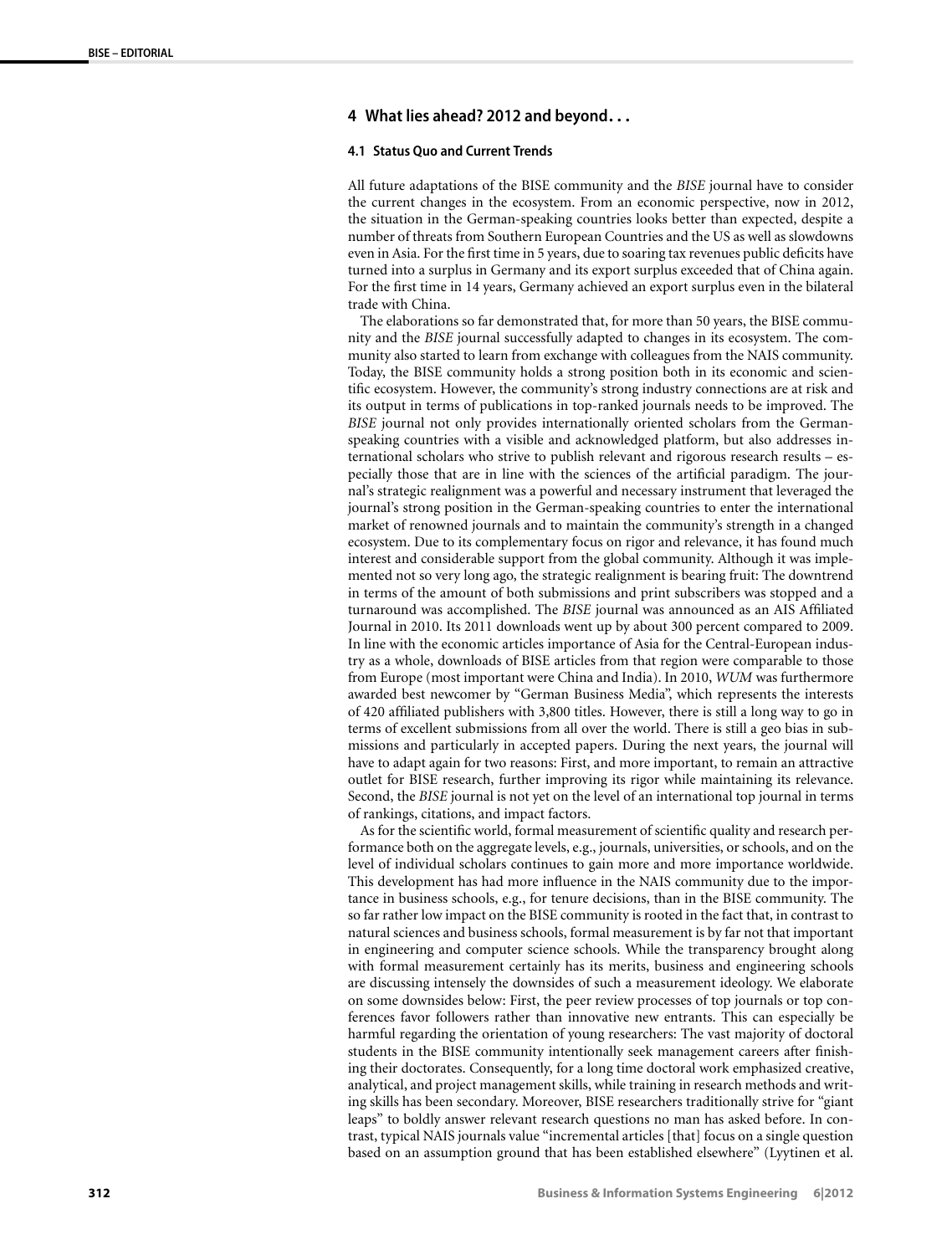## 4 What lies ahead? 2012 and beyond. . .

### 4.1 Status Quo and Current Trends

All future adaptations of the BISE community and the *BISE* journal have to consider the current changes in the ecosystem. From an economic perspective, now in 2012, the situation in the German-speaking countries looks better than expected, despite a number of threats from Southern European Countries and the US as well as slowdowns even in Asia. For the first time in 5 years, due to soaring tax revenues public deficits have turned into a surplus in Germany and its export surplus exceeded that of China again. For the first time in 14 years, Germany achieved an export surplus even in the bilateral trade with China.

The elaborations so far demonstrated that, for more than 50 years, the BISE community and the *BISE* journal successfully adapted to changes in its ecosystem. The community also started to learn from exchange with colleagues from the NAIS community. Today, the BISE community holds a strong position both in its economic and scientific ecosystem. However, the community's strong industry connections are at risk and its output in terms of publications in top-ranked journals needs to be improved. The *BISE* journal not only provides internationally oriented scholars from the German-speaking countries with a visible and acknowledged platform, but also addresses international scholars who strive to publish relevant and rigorous research results – especially those that are in line with the sciences of the artificial paradigm. The journal's strategic realignment was a powerful and necessary instrument that leveraged the journal's strong position in the German-speaking countries to enter the international market of renowned journals and to maintain the community's strength in a changed ecosystem. Due to its complementary focus on rigor and relevance, it has found much interest and considerable support from the global community. Although it was implemented not so very long ago, the strategic realignment is bearing fruit: The downtrend in terms of the amount of both submissions and print subscribers was stopped and a turnaround was accomplished. The *BISE* journal was announced as an AIS Affiliated Journal in 2010. Its 2011 downloads went up by about 300 percent compared to 2009. In line with the economic articles importance of Asia for the Central-European industry as a whole, downloads of BISE articles from that region were comparable to those from Europe (most important were China and India). In 2010, *WUM* was furthermore awarded best newcomer by "German Business Media", which represents the interests of 420 affiliated publishers with 3,800 titles. However, there is still a long way to go in terms of excellent submissions from all over the world. There is still a geo bias in submissions and particularly in accepted papers. During the next years, the journal will have to adapt again for two reasons: First, and more important, to remain an attractive outlet for BISE research, further improving its rigor while maintaining its relevance. Second, the *BISE* journal is not yet on the level of an international top journal in terms of rankings, citations, and impact factors.

As for the scientific world, formal measurement of scientific quality and research performance both on the aggregate levels, e.g., journals, universities, or schools, and on the level of individual scholars continues to gain more and more importance worldwide. This development has had more influence in the NAIS community due to the importance in business schools, e.g., for tenure decisions, than in the BISE community. The so far rather low impact on the BISE community is rooted in the fact that, in contrast to natural sciences and business schools, formal measurement is by far not that important in engineering and computer science schools. While the transparency brought along with formal measurement certainly has its merits, business and engineering schools are discussing intensely the downsides of such a measurement ideology. We elaborate on some downsides below: First, the peer review processes of top journals or top conferences favor followers rather than innovative new entrants. This can especially be harmful regarding the orientation of young researchers: The vast majority of doctoral students in the BISE community intentionally seek management careers after finishing their doctorates. Consequently, for a long time doctoral work emphasized creative, analytical, and project management skills, while training in research methods and writing skills has been secondary. Moreover, BISE researchers traditionally strive for "giant leaps" to boldly answer relevant research questions no man has asked before. In contrast, typical NAIS journals value "incremental articles [that] focus on a single question based on an assumption ground that has been established elsewhere" (Lyytinen et al.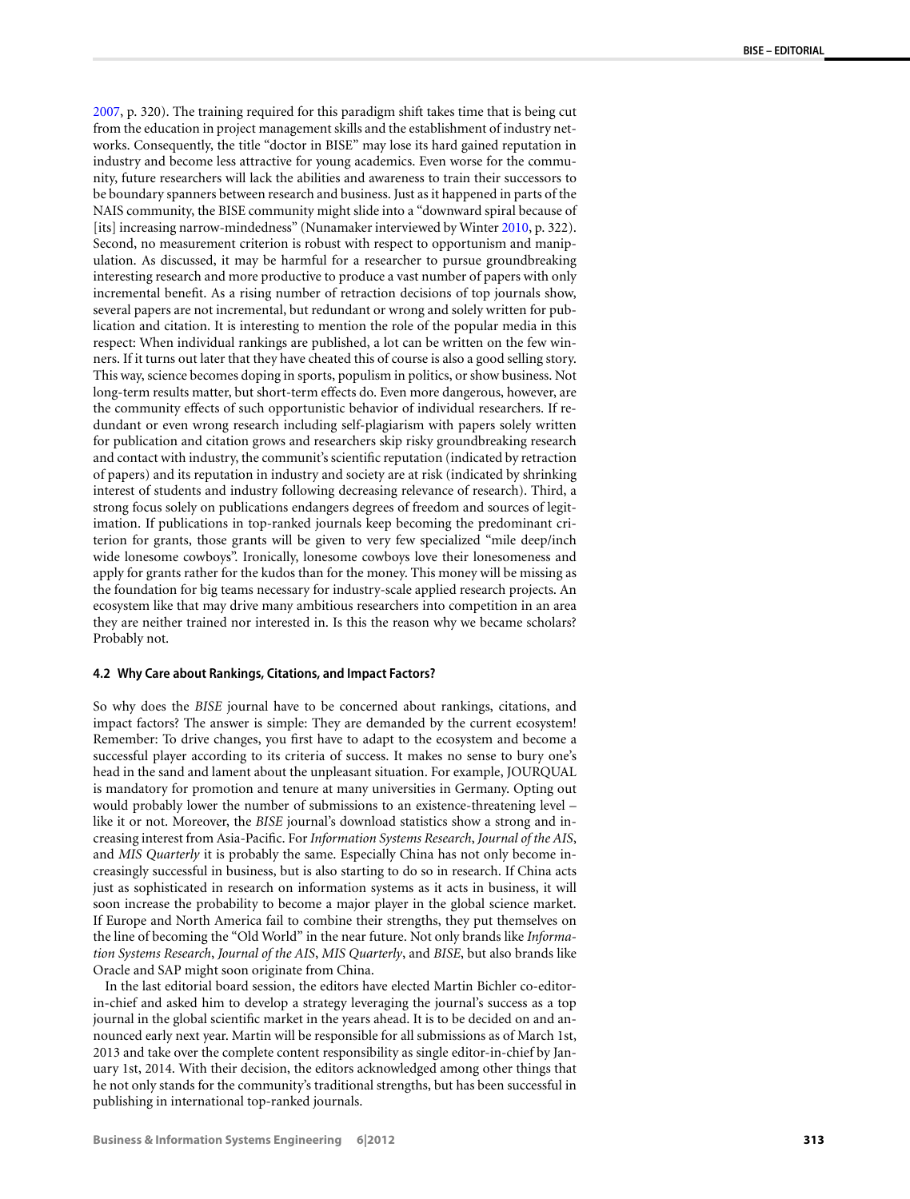2007, p. 320). The training required for this paradigm shift takes time that is being cut from the education in project management skills and the establishment of industry networks. Consequently, the title "doctor in BISE" may lose its hard gained reputation in industry and become less attractive for young academics. Even worse for the community, future researchers will lack the abilities and awareness to train their successors to be boundary spanners between research and business. Just as it happened in parts of the NAIS community, the BISE community might slide into a "downward spiral because of [its] increasing narrow-mindedness" (Nunamaker interviewed by Winter 2010, p. 322). Second, no measurement criterion is robust with respect to opportunism and manipulation. As discussed, it may be harmful for a researcher to pursue groundbreaking interesting research and more productive to produce a vast number of papers with only incremental benefit. As a rising number of retraction decisions of top journals show, several papers are not incremental, but redundant or wrong and solely written for publication and citation. It is interesting to mention the role of the popular media in this respect: When individual rankings are published, a lot can be written on the few winners. If it turns out later that they have cheated this of course is also a good selling story. This way, science becomes doping in sports, populism in politics, or show business. Not long-term results matter, but short-term effects do. Even more dangerous, however, are the community effects of such opportunistic behavior of individual researchers. If redundant or even wrong research including self-plagiarism with papers solely written for publication and citation grows and researchers skip risky groundbreaking research and contact with industry, the communit's scientific reputation (indicated by retraction of papers) and its reputation in industry and society are at risk (indicated by shrinking interest of students and industry following decreasing relevance of research). Third, a strong focus solely on publications endangers degrees of freedom and sources of legitimation. If publications in top-ranked journals keep becoming the predominant criterion for grants, those grants will be given to very few specialized "mile deep/inch wide lonesome cowboys". Ironically, lonesome cowboys love their lonesomeness and apply for grants rather for the kudos than for the money. This money will be missing as the foundation for big teams necessary for industry-scale applied research projects. An ecosystem like that may drive many ambitious researchers into competition in an area they are neither trained nor interested in. Is this the reason why we became scholars? Probably not.

### 4.2 Why Care about Rankings, Citations, and Impact Factors?

So why does the *BISE* journal have to be concerned about rankings, citations, and impact factors? The answer is simple: They are demanded by the current ecosystem! Remember: To drive changes, you first have to adapt to the ecosystem and become a successful player according to its criteria of success. It makes no sense to bury one's head in the sand and lament about the unpleasant situation. For example, JOURQUAL is mandatory for promotion and tenure at many universities in Germany. Opting out would probably lower the number of submissions to an existence-threatening level – like it or not. Moreover, the *BISE* journal's download statistics show a strong and increasing interest from Asia-Pacific. For *Information Systems Research*, *Journal of the AIS*, and *MIS Quarterly* it is probably the same. Especially China has not only become increasingly successful in business, but is also starting to do so in research. If China acts just as sophisticated in research on information systems as it acts in business, it will soon increase the probability to become a major player in the global science market. If Europe and North America fail to combine their strengths, they put themselves on the line of becoming the "Old World" in the near future. Not only brands like *Information Systems Research*, *Journal of the AIS*, *MIS Quarterly*, and *BISE*, but also brands like Oracle and SAP might soon originate from China.

In the last editorial board session, the editors have elected Martin Bichler co-editor-in-chief and asked him to develop a strategy leveraging the journal's success as a top journal in the global scientific market in the years ahead. It is to be decided on and announced early next year. Martin will be responsible for all submissions as of March 1st, 2013 and take over the complete content responsibility as single editor-in-chief by January 1st, 2014. With their decision, the editors acknowledged among other things that he not only stands for the community's traditional strengths, but has been successful in publishing in international top-ranked journals.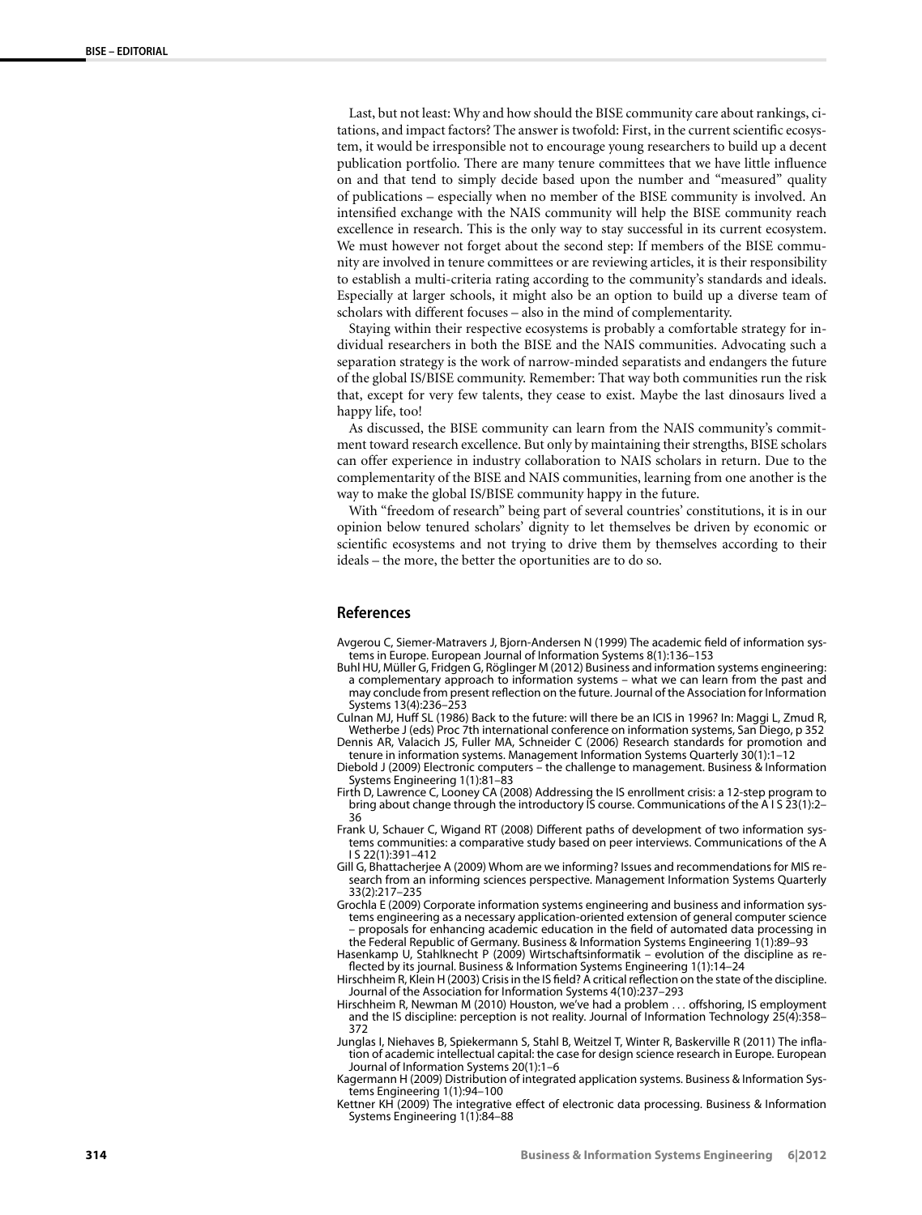Last, but not least: Why and how should the BISE community care about rankings, citations, and impact factors? The answer is twofold: First, in the current scientific ecosystem, it would be irresponsible not to encourage young researchers to build up a decent publication portfolio. There are many tenure committees that we have little influence on and that tend to simply decide based upon the number and "measured" quality of publications – especially when no member of the BISE community is involved. An intensified exchange with the NAIS community will help the BISE community reach excellence in research. This is the only way to stay successful in its current ecosystem. We must however not forget about the second step: If members of the BISE community are involved in tenure committees or are reviewing articles, it is their responsibility to establish a multi-criteria rating according to the community's standards and ideals. Especially at larger schools, it might also be an option to build up a diverse team of scholars with different focuses – also in the mind of complementarity.

Staying within their respective ecosystems is probably a comfortable strategy for individual researchers in both the BISE and the NAIS communities. Advocating such a separation strategy is the work of narrow-minded separatists and endangers the future of the global IS/BISE community. Remember: That way both communities run the risk that, except for very few talents, they cease to exist. Maybe the last dinosaurs lived a happy life, too!

As discussed, the BISE community can learn from the NAIS community's commitment toward research excellence. But only by maintaining their strengths, BISE scholars can offer experience in industry collaboration to NAIS scholars in return. Due to the complementarity of the BISE and NAIS communities, learning from one another is the way to make the global IS/BISE community happy in the future.

With "freedom of research" being part of several countries' constitutions, it is in our opinion below tenured scholars' dignity to let themselves be driven by economic or scientific ecosystems and not trying to drive them by themselves according to their ideals – the more, the better the oportunities are to do so.

## References

Avgerou C, Siemer-Matravers J, Bjorn-Andersen N (1999) The academic field of information systems in Europe. European Journal of Information Systems 8(1):136–153

Buhl HU, Müller G, Fridgen G, Röglinger M (2012) Business and information systems engineering: a complementary approach to information systems – what we can learn from the past and may conclude from present reflection on the future. Journal of the Association for Information Systems 13(4):236–253

Culnan MJ, Huff SL (1986) Back to the future: will there be an ICIS in 1996? In: Maggi L, Zmud R, Wetherbe J (eds) Proc 7th international conference on information systems, San Diego, p 352

Dennis AR, Valacich JS, Fuller MA, Schneider C (2006) Research standards for promotion and tenure in information systems. Management Information Systems Quarterly 30(1):1–12

Diebold J (2009) Electronic computers – the challenge to management. Business & Information Systems Engineering 1(1):81–83

Firth D, Lawrence C, Looney CA (2008) Addressing the IS enrollment crisis: a 12-step program to bring about change through the introductory IS course. Communications of the A I S 23(1):2–36

Frank U, Schauer C, Wigand RT (2008) Different paths of development of two information systems communities: a comparative study based on peer interviews. Communications of the A I S 22(1):391–412

Gill G, Bhattacherjee A (2009) Whom are we informing? Issues and recommendations for MIS research from an informing sciences perspective. Management Information Systems Quarterly 33(2):217–235

Grochla E (2009) Corporate information systems engineering and business and information systems engineering as a necessary application-oriented extension of general computer science – proposals for enhancing academic education in the field of automated data processing in the Federal Republic of Germany. Business & Information Systems Engineering 1(1):89–93

Hasenkamp U, Stahlknecht P (2009) Wirtschaftsinformatik – evolution of the discipline as reflected by its journal. Business & Information Systems Engineering 1(1):14–24

Hirschheim R, Klein H (2003) Crisis in the IS field? A critical reflection on the state of the discipline. Journal of the Association for Information Systems 4(10):237–293

Hirschheim R, Newman M (2010) Houston, we've had a problem ... offshoring, IS employment and the IS discipline: perception is not reality. Journal of Information Technology 25(4):358–372

Junglas I, Niehaves B, Spiekermann S, Stahl B, Weitzel T, Winter R, Baskerville R (2011) The inflation of academic intellectual capital: the case for design science research in Europe. European Journal of Information Systems 20(1):1–6

Kagermann H (2009) Distribution of integrated application systems. Business & Information Systems Engineering 1(1):94–100

Kettner KH (2009) The integrative effect of electronic data processing. Business & Information Systems Engineering 1(1):84–88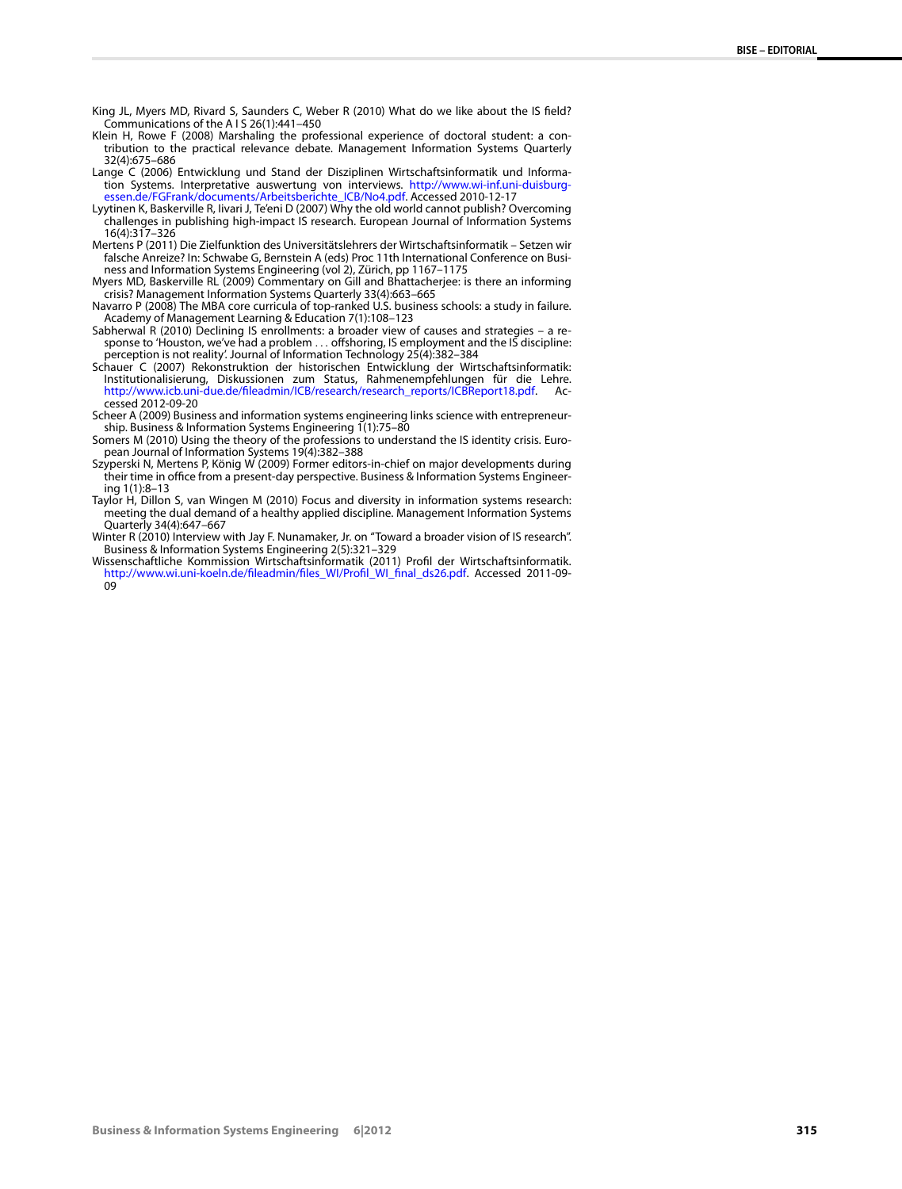King JL, Myers MD, Rivard S, Saunders C, Weber R (2010) What do we like about the IS field? Communications of the A I S 26(1):441–450

Klein H, Rowe F (2008) Marshaling the professional experience of doctoral student: a contribution to the practical relevance debate. Management Information Systems Quarterly 32(4):675–686

Lange C (2006) Entwicklung und Stand der Disziplinen Wirtschaftsinformatik und Information Systems. Interpretative auswertung von interviews. http://www.wi-inf.uni-duisburg-essen.de/FGFrank/documents/Arbeitsberichte_ICB/No4.pdf. Accessed 2010-12-17

Lyytinen K, Baskerville R, Iivari J, Te'eni D (2007) Why the old world cannot publish? Overcoming challenges in publishing high-impact IS research. European Journal of Information Systems 16(4):317–326

Mertens P (2011) Die Zielfunktion des Universitätslehrers der Wirtschaftsinformatik – Setzen wir falsche Anreize? In: Schwabe G, Bernstein A (eds) Proc 11th International Conference on Business and Information Systems Engineering (vol 2), Zürich, pp 1167–1175

Myers MD, Baskerville RL (2009) Commentary on Gill and Bhattacherjee: is there an informing crisis? Management Information Systems Quarterly 33(4):663–665

Navarro P (2008) The MBA core curricula of top-ranked U.S. business schools: a study in failure. Academy of Management Learning & Education 7(1):108–123

Sabherwal R (2010) Declining IS enrollments: a broader view of causes and strategies – a response to 'Houston, we've had a problem . . . offshoring, IS employment and the IS discipline: perception is not reality'. Journal of Information Technology 25(4):382–384

Schauer C (2007) Rekonstruktion der historischen Entwicklung der Wirtschaftsinformatik: Institutionalisierung, Diskussionen zum Status, Rahmenempfehlungen für die Lehre. http://www.icb.uni-due.de/fileadmin/ICB/research/research_reports/ICBReport18.pdf. Accessed 2012-09-20

Scheer A (2009) Business and information systems engineering links science with entrepreneurship. Business & Information Systems Engineering 1(1):75–80

Somers M (2010) Using the theory of the professions to understand the IS identity crisis. European Journal of Information Systems 19(4):382–388

Szyperski N, Mertens P, König W (2009) Former editors-in-chief on major developments during their time in office from a present-day perspective. Business & Information Systems Engineering 1(1):8–13

Taylor H, Dillon S, van Wingen M (2010) Focus and diversity in information systems research: meeting the dual demand of a healthy applied discipline. Management Information Systems Quarterly 34(4):647–667

Winter R (2010) Interview with Jay F. Nunamaker, Jr. on "Toward a broader vision of IS research". Business & Information Systems Engineering 2(5):321–329

Wissenschaftliche Kommission Wirtschaftsinformatik (2011) Profil der Wirtschaftsinformatik. http://www.wi.uni-koeln.de/fileadmin/files_WI/Profil_WI_final_ds26.pdf. Accessed 2011-09-09